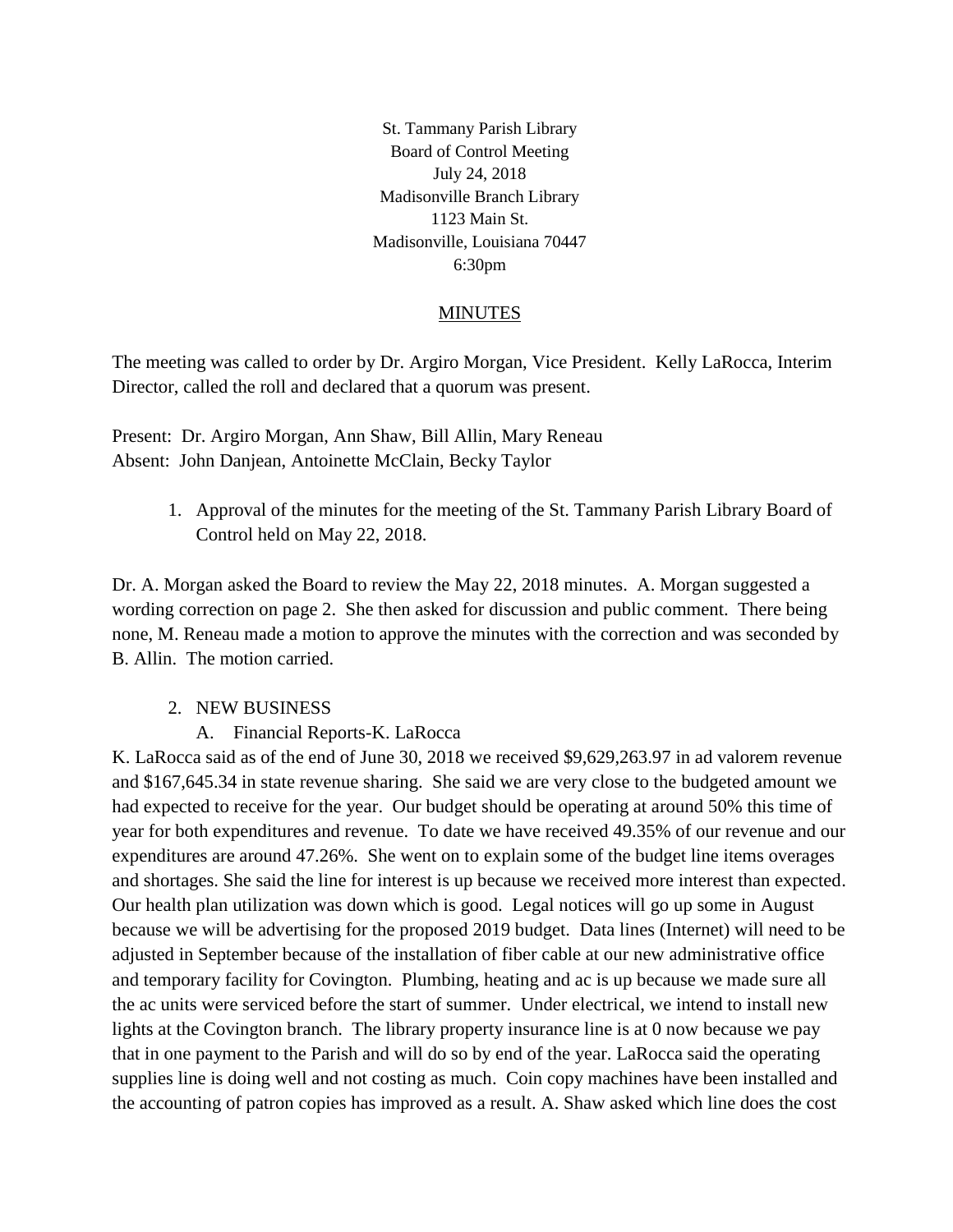St. Tammany Parish Library
Board of Control Meeting
July 24, 2018
Madisonville Branch Library
1123 Main St.
Madisonville, Louisiana 70447
6:30pm

## MINUTES

The meeting was called to order by Dr. Argiro Morgan, Vice President. Kelly LaRocca, Interim Director, called the roll and declared that a quorum was present.

Present: Dr. Argiro Morgan, Ann Shaw, Bill Allin, Mary Reneau
Absent: John Danjean, Antoinette McClain, Becky Taylor

1. Approval of the minutes for the meeting of the St. Tammany Parish Library Board of Control held on May 22, 2018.

Dr. A. Morgan asked the Board to review the May 22, 2018 minutes. A. Morgan suggested a wording correction on page 2. She then asked for discussion and public comment. There being none, M. Reneau made a motion to approve the minutes with the correction and was seconded by B. Allin. The motion carried.

2. NEW BUSINESS
   A. Financial Reports-K. LaRocca

K. LaRocca said as of the end of June 30, 2018 we received $9,629,263.97 in ad valorem revenue and $167,645.34 in state revenue sharing. She said we are very close to the budgeted amount we had expected to receive for the year. Our budget should be operating at around 50% this time of year for both expenditures and revenue. To date we have received 49.35% of our revenue and our expenditures are around 47.26%. She went on to explain some of the budget line items overages and shortages. She said the line for interest is up because we received more interest than expected. Our health plan utilization was down which is good. Legal notices will go up some in August because we will be advertising for the proposed 2019 budget. Data lines (Internet) will need to be adjusted in September because of the installation of fiber cable at our new administrative office and temporary facility for Covington. Plumbing, heating and ac is up because we made sure all the ac units were serviced before the start of summer. Under electrical, we intend to install new lights at the Covington branch. The library property insurance line is at 0 now because we pay that in one payment to the Parish and will do so by end of the year. LaRocca said the operating supplies line is doing well and not costing as much. Coin copy machines have been installed and the accounting of patron copies has improved as a result. A. Shaw asked which line does the cost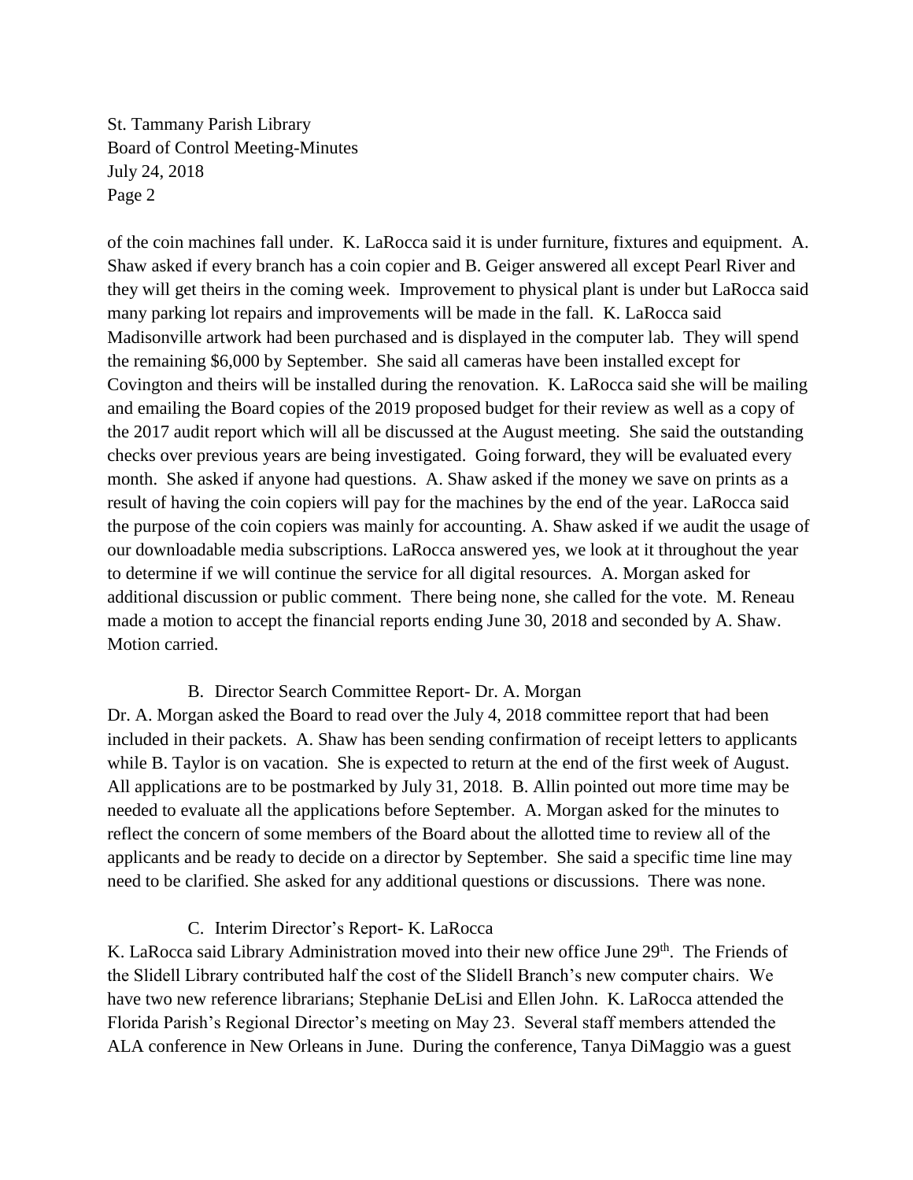of the coin machines fall under. K. LaRocca said it is under furniture, fixtures and equipment. A. Shaw asked if every branch has a coin copier and B. Geiger answered all except Pearl River and they will get theirs in the coming week. Improvement to physical plant is under but LaRocca said many parking lot repairs and improvements will be made in the fall. K. LaRocca said Madisonville artwork had been purchased and is displayed in the computer lab. They will spend the remaining $6,000 by September. She said all cameras have been installed except for Covington and theirs will be installed during the renovation. K. LaRocca said she will be mailing and emailing the Board copies of the 2019 proposed budget for their review as well as a copy of the 2017 audit report which will all be discussed at the August meeting. She said the outstanding checks over previous years are being investigated. Going forward, they will be evaluated every month. She asked if anyone had questions. A. Shaw asked if the money we save on prints as a result of having the coin copiers will pay for the machines by the end of the year. LaRocca said the purpose of the coin copiers was mainly for accounting. A. Shaw asked if we audit the usage of our downloadable media subscriptions. LaRocca answered yes, we look at it throughout the year to determine if we will continue the service for all digital resources. A. Morgan asked for additional discussion or public comment. There being none, she called for the vote. M. Reneau made a motion to accept the financial reports ending June 30, 2018 and seconded by A. Shaw. Motion carried.

B. Director Search Committee Report- Dr. A. Morgan

Dr. A. Morgan asked the Board to read over the July 4, 2018 committee report that had been included in their packets. A. Shaw has been sending confirmation of receipt letters to applicants while B. Taylor is on vacation. She is expected to return at the end of the first week of August. All applications are to be postmarked by July 31, 2018. B. Allin pointed out more time may be needed to evaluate all the applications before September. A. Morgan asked for the minutes to reflect the concern of some members of the Board about the allotted time to review all of the applicants and be ready to decide on a director by September. She said a specific time line may need to be clarified. She asked for any additional questions or discussions. There was none.

C. Interim Director's Report- K. LaRocca

K. LaRocca said Library Administration moved into their new office June 29th. The Friends of the Slidell Library contributed half the cost of the Slidell Branch's new computer chairs. We have two new reference librarians; Stephanie DeLisi and Ellen John. K. LaRocca attended the Florida Parish's Regional Director's meeting on May 23. Several staff members attended the ALA conference in New Orleans in June. During the conference, Tanya DiMaggio was a guest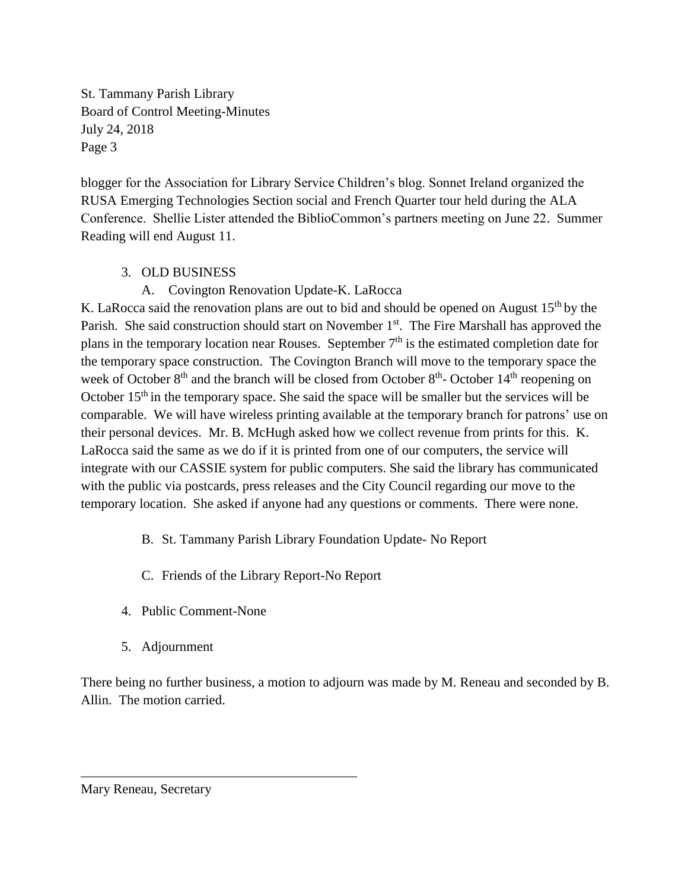blogger for the Association for Library Service Children's blog. Sonnet Ireland organized the RUSA Emerging Technologies Section social and French Quarter tour held during the ALA Conference. Shellie Lister attended the BiblioCommon's partners meeting on June 22. Summer Reading will end August 11.

3. OLD BUSINESS

   A. Covington Renovation Update-K. LaRocca

K. LaRocca said the renovation plans are out to bid and should be opened on August 15th by the Parish. She said construction should start on November 1st. The Fire Marshall has approved the plans in the temporary location near Rouses. September 7th is the estimated completion date for the temporary space construction. The Covington Branch will move to the temporary space the week of October 8th and the branch will be closed from October 8th- October 14th reopening on October 15th in the temporary space. She said the space will be smaller but the services will be comparable. We will have wireless printing available at the temporary branch for patrons' use on their personal devices. Mr. B. McHugh asked how we collect revenue from prints for this. K. LaRocca said the same as we do if it is printed from one of our computers, the service will integrate with our CASSIE system for public computers. She said the library has communicated with the public via postcards, press releases and the City Council regarding our move to the temporary location. She asked if anyone had any questions or comments. There were none.

   B. St. Tammany Parish Library Foundation Update- No Report

   C. Friends of the Library Report-No Report

4. Public Comment-None

5. Adjournment

There being no further business, a motion to adjourn was made by M. Reneau and seconded by B. Allin. The motion carried.

\_\_\_\_\_\_\_\_\_\_\_\_\_\_\_\_\_\_\_\_\_\_\_\_\_\_\_\_\_\_\_\_\_\_\_\_\_\_\_\_

Mary Reneau, Secretary